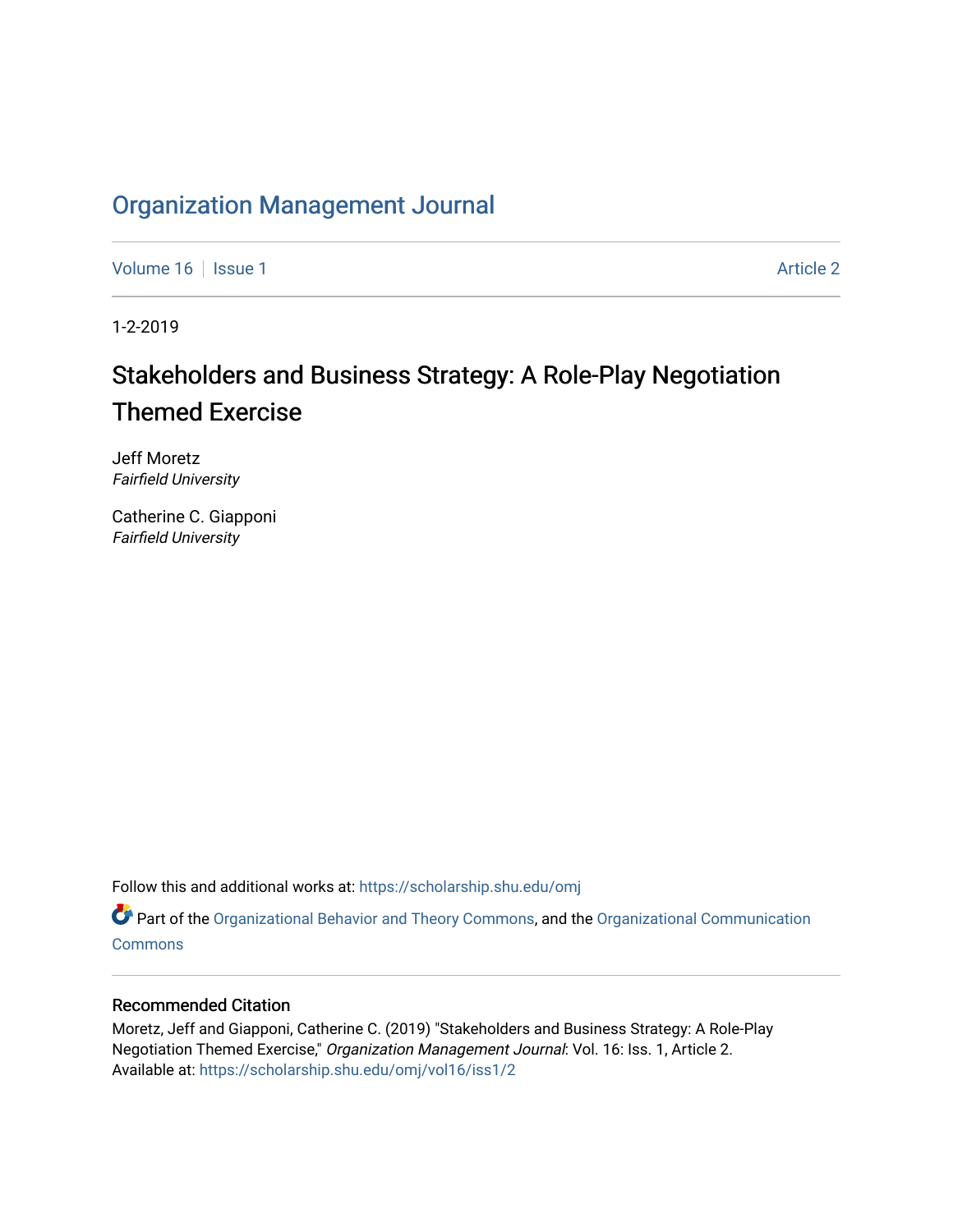# Organization Management Journal

Volume 16 | Issue 1 | Article 2

1-2-2019

## Stakeholders and Business Strategy: A Role-Play Negotiation Themed Exercise

Jeff Moretz
*Fairfield University*

Catherine C. Giapponi
*Fairfield University*

Follow this and additional works at: https://scholarship.shu.edu/omj

Part of the Organizational Behavior and Theory Commons, and the Organizational Communication Commons

### Recommended Citation

Moretz, Jeff and Giapponi, Catherine C. (2019) "Stakeholders and Business Strategy: A Role-Play Negotiation Themed Exercise," *Organization Management Journal*: Vol. 16: Iss. 1, Article 2.
Available at: https://scholarship.shu.edu/omj/vol16/iss1/2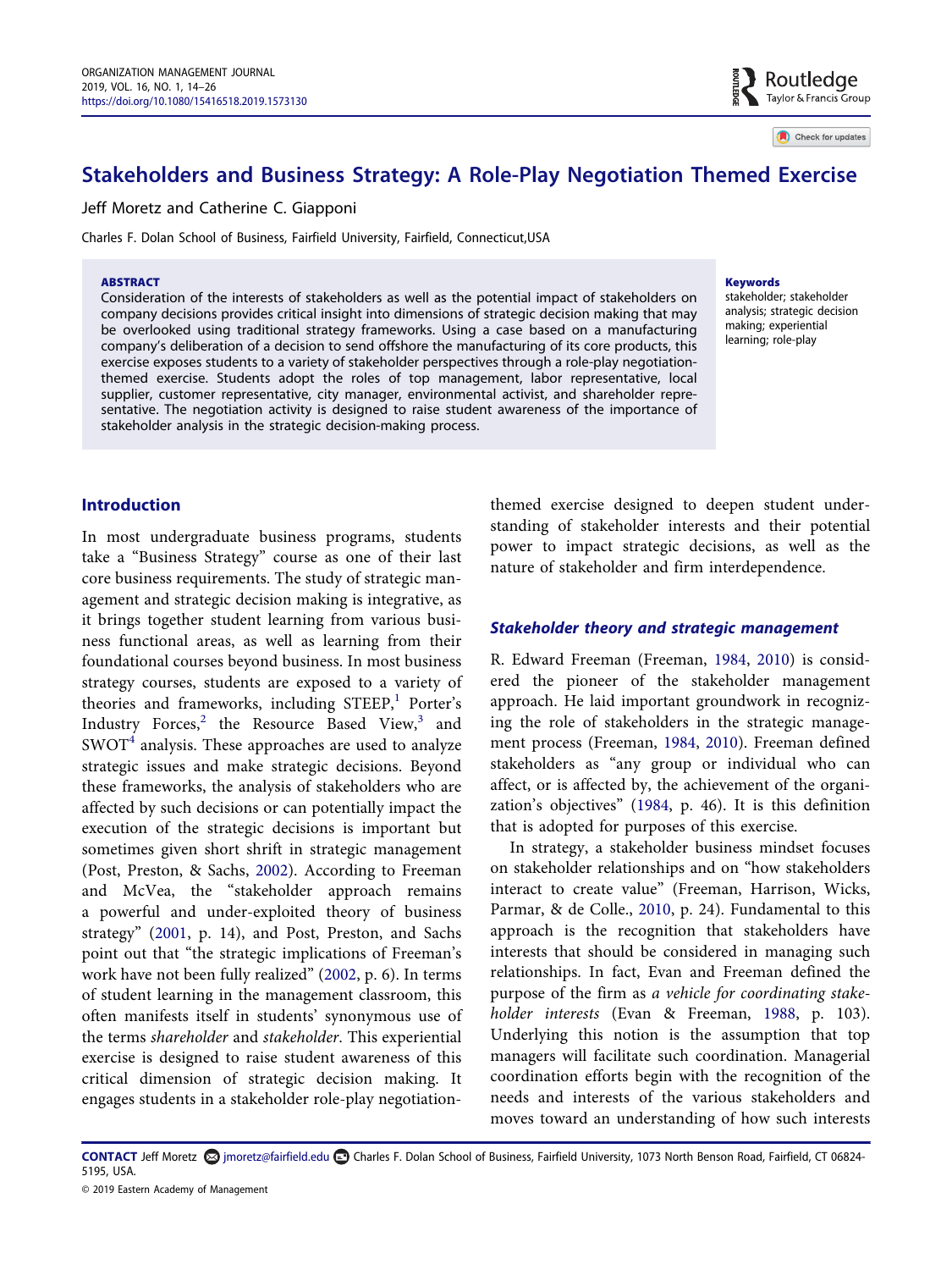# Stakeholders and Business Strategy: A Role-Play Negotiation Themed Exercise

Jeff Moretz and Catherine C. Giapponi

Charles F. Dolan School of Business, Fairfield University, Fairfield, Connecticut,USA

**ABSTRACT**

Consideration of the interests of stakeholders as well as the potential impact of stakeholders on company decisions provides critical insight into dimensions of strategic decision making that may be overlooked using traditional strategy frameworks. Using a case based on a manufacturing company's deliberation of a decision to send offshore the manufacturing of its core products, this exercise exposes students to a variety of stakeholder perspectives through a role-play negotiation-themed exercise. Students adopt the roles of top management, labor representative, local supplier, customer representative, city manager, environmental activist, and shareholder representative. The negotiation activity is designed to raise student awareness of the importance of stakeholder analysis in the strategic decision-making process.

**Keywords**

stakeholder; stakeholder analysis; strategic decision making; experiential learning; role-play

## Introduction

In most undergraduate business programs, students take a "Business Strategy" course as one of their last core business requirements. The study of strategic management and strategic decision making is integrative, as it brings together student learning from various business functional areas, as well as learning from their foundational courses beyond business. In most business strategy courses, students are exposed to a variety of theories and frameworks, including STEEP,[1] Porter's Industry Forces,[2] the Resource Based View,[3] and SWOT[4] analysis. These approaches are used to analyze strategic issues and make strategic decisions. Beyond these frameworks, the analysis of stakeholders who are affected by such decisions or can potentially impact the execution of the strategic decisions is important but sometimes given short shrift in strategic management (Post, Preston, & Sachs, 2002). According to Freeman and McVea, the "stakeholder approach remains a powerful and under-exploited theory of business strategy" (2001, p. 14), and Post, Preston, and Sachs point out that "the strategic implications of Freeman's work have not been fully realized" (2002, p. 6). In terms of student learning in the management classroom, this often manifests itself in students' synonymous use of the terms *shareholder* and *stakeholder*. This experiential exercise is designed to raise student awareness of this critical dimension of strategic decision making. It engages students in a stakeholder role-play negotiation-themed exercise designed to deepen student understanding of stakeholder interests and their potential power to impact strategic decisions, as well as the nature of stakeholder and firm interdependence.

### Stakeholder theory and strategic management

R. Edward Freeman (Freeman, 1984, 2010) is considered the pioneer of the stakeholder management approach. He laid important groundwork in recognizing the role of stakeholders in the strategic management process (Freeman, 1984, 2010). Freeman defined stakeholders as "any group or individual who can affect, or is affected by, the achievement of the organization's objectives" (1984, p. 46). It is this definition that is adopted for purposes of this exercise.

In strategy, a stakeholder business mindset focuses on stakeholder relationships and on "how stakeholders interact to create value" (Freeman, Harrison, Wicks, Parmar, & de Colle., 2010, p. 24). Fundamental to this approach is the recognition that stakeholders have interests that should be considered in managing such relationships. In fact, Evan and Freeman defined the purpose of the firm as *a vehicle for coordinating stakeholder interests* (Evan & Freeman, 1988, p. 103). Underlying this notion is the assumption that top managers will facilitate such coordination. Managerial coordination efforts begin with the recognition of the needs and interests of the various stakeholders and moves toward an understanding of how such interests

**CONTACT** Jeff Moretz jmoretz@fairfield.edu Charles F. Dolan School of Business, Fairfield University, 1073 North Benson Road, Fairfield, CT 06824-5195, USA.

© 2019 Eastern Academy of Management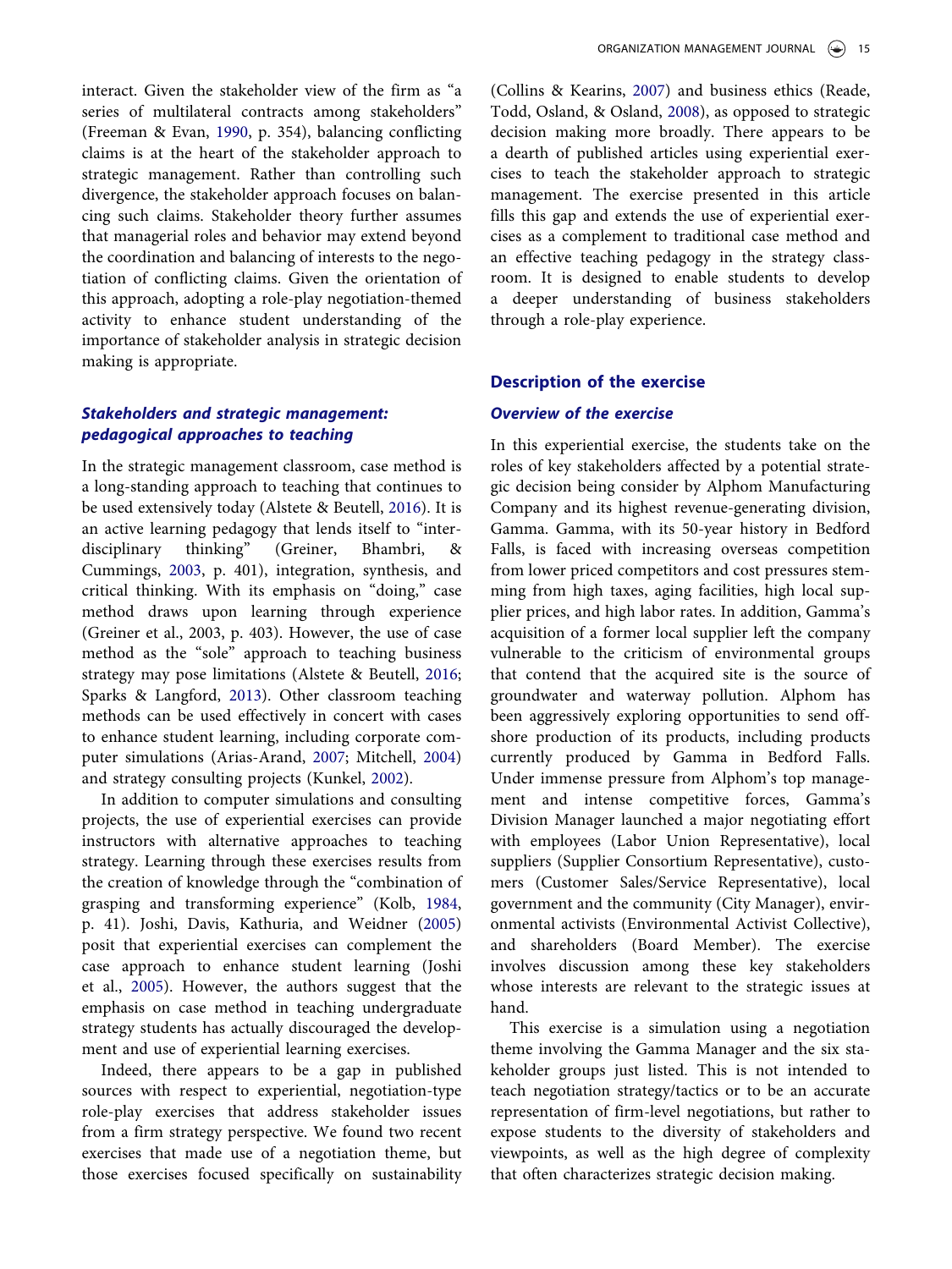interact. Given the stakeholder view of the firm as "a series of multilateral contracts among stakeholders" (Freeman & Evan, 1990, p. 354), balancing conflicting claims is at the heart of the stakeholder approach to strategic management. Rather than controlling such divergence, the stakeholder approach focuses on balancing such claims. Stakeholder theory further assumes that managerial roles and behavior may extend beyond the coordination and balancing of interests to the negotiation of conflicting claims. Given the orientation of this approach, adopting a role-play negotiation-themed activity to enhance student understanding of the importance of stakeholder analysis in strategic decision making is appropriate.

### *Stakeholders and strategic management: pedagogical approaches to teaching*

In the strategic management classroom, case method is a long-standing approach to teaching that continues to be used extensively today (Alstete & Beutell, 2016). It is an active learning pedagogy that lends itself to "interdisciplinary thinking" (Greiner, Bhambri, & Cummings, 2003, p. 401), integration, synthesis, and critical thinking. With its emphasis on "doing," case method draws upon learning through experience (Greiner et al., 2003, p. 403). However, the use of case method as the "sole" approach to teaching business strategy may pose limitations (Alstete & Beutell, 2016; Sparks & Langford, 2013). Other classroom teaching methods can be used effectively in concert with cases to enhance student learning, including corporate computer simulations (Arias-Arand, 2007; Mitchell, 2004) and strategy consulting projects (Kunkel, 2002).

In addition to computer simulations and consulting projects, the use of experiential exercises can provide instructors with alternative approaches to teaching strategy. Learning through these exercises results from the creation of knowledge through the "combination of grasping and transforming experience" (Kolb, 1984, p. 41). Joshi, Davis, Kathuria, and Weidner (2005) posit that experiential exercises can complement the case approach to enhance student learning (Joshi et al., 2005). However, the authors suggest that the emphasis on case method in teaching undergraduate strategy students has actually discouraged the development and use of experiential learning exercises.

Indeed, there appears to be a gap in published sources with respect to experiential, negotiation-type role-play exercises that address stakeholder issues from a firm strategy perspective. We found two recent exercises that made use of a negotiation theme, but those exercises focused specifically on sustainability (Collins & Kearins, 2007) and business ethics (Reade, Todd, Osland, & Osland, 2008), as opposed to strategic decision making more broadly. There appears to be a dearth of published articles using experiential exercises to teach the stakeholder approach to strategic management. The exercise presented in this article fills this gap and extends the use of experiential exercises as a complement to traditional case method and an effective teaching pedagogy in the strategy classroom. It is designed to enable students to develop a deeper understanding of business stakeholders through a role-play experience.

## Description of the exercise

### *Overview of the exercise*

In this experiential exercise, the students take on the roles of key stakeholders affected by a potential strategic decision being consider by Alphom Manufacturing Company and its highest revenue-generating division, Gamma. Gamma, with its 50-year history in Bedford Falls, is faced with increasing overseas competition from lower priced competitors and cost pressures stemming from high taxes, aging facilities, high local supplier prices, and high labor rates. In addition, Gamma's acquisition of a former local supplier left the company vulnerable to the criticism of environmental groups that contend that the acquired site is the source of groundwater and waterway pollution. Alphom has been aggressively exploring opportunities to send offshore production of its products, including products currently produced by Gamma in Bedford Falls. Under immense pressure from Alphom's top management and intense competitive forces, Gamma's Division Manager launched a major negotiating effort with employees (Labor Union Representative), local suppliers (Supplier Consortium Representative), customers (Customer Sales/Service Representative), local government and the community (City Manager), environmental activists (Environmental Activist Collective), and shareholders (Board Member). The exercise involves discussion among these key stakeholders whose interests are relevant to the strategic issues at hand.

This exercise is a simulation using a negotiation theme involving the Gamma Manager and the six stakeholder groups just listed. This is not intended to teach negotiation strategy/tactics or to be an accurate representation of firm-level negotiations, but rather to expose students to the diversity of stakeholders and viewpoints, as well as the high degree of complexity that often characterizes strategic decision making.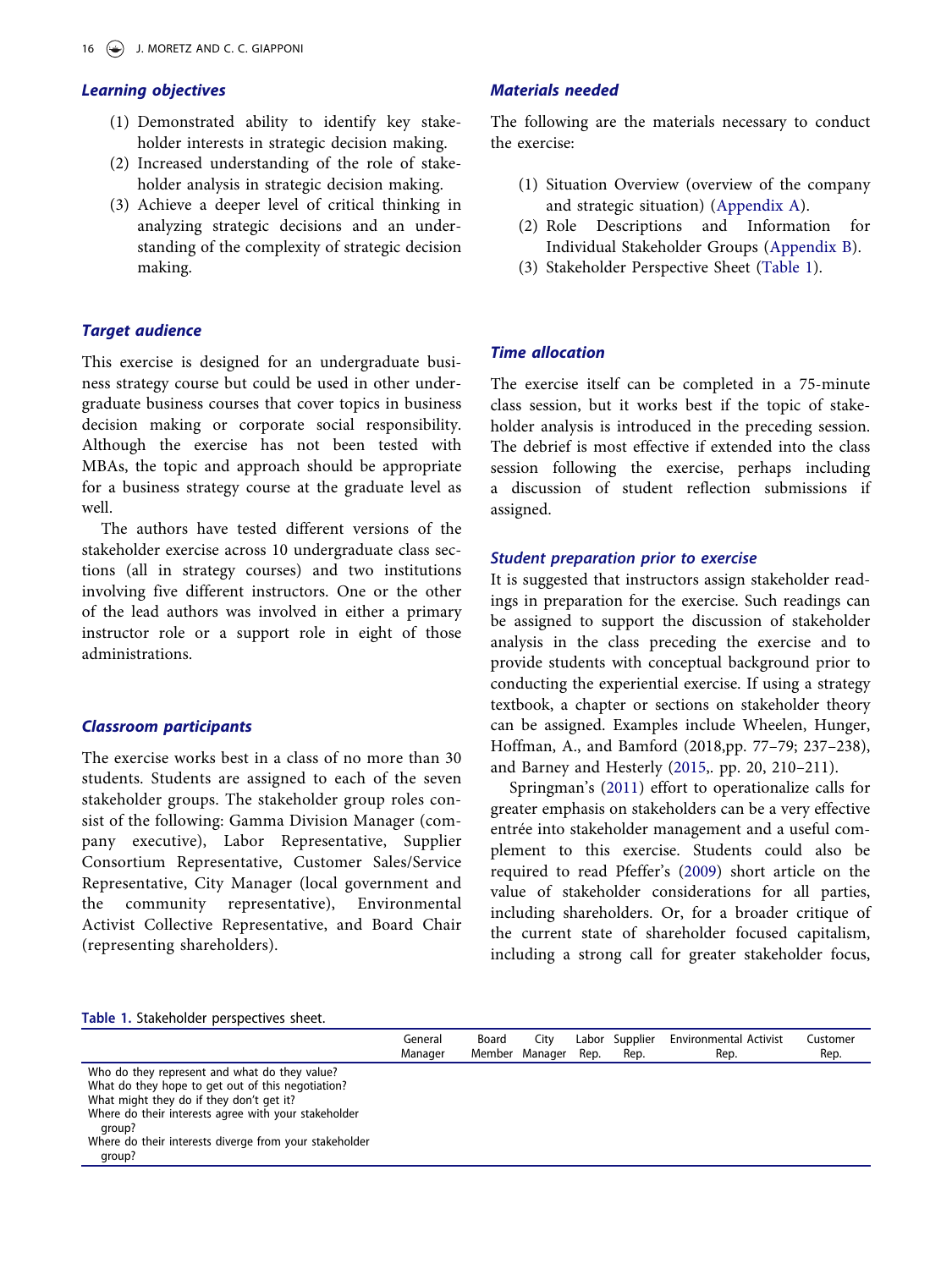### *Learning objectives*

(1) Demonstrated ability to identify key stakeholder interests in strategic decision making.
(2) Increased understanding of the role of stakeholder analysis in strategic decision making.
(3) Achieve a deeper level of critical thinking in analyzing strategic decisions and an understanding of the complexity of strategic decision making.

### *Target audience*

This exercise is designed for an undergraduate business strategy course but could be used in other undergraduate business courses that cover topics in business decision making or corporate social responsibility. Although the exercise has not been tested with MBAs, the topic and approach should be appropriate for a business strategy course at the graduate level as well.

The authors have tested different versions of the stakeholder exercise across 10 undergraduate class sections (all in strategy courses) and two institutions involving five different instructors. One or the other of the lead authors was involved in either a primary instructor role or a support role in eight of those administrations.

### *Classroom participants*

The exercise works best in a class of no more than 30 students. Students are assigned to each of the seven stakeholder groups. The stakeholder group roles consist of the following: Gamma Division Manager (company executive), Labor Representative, Supplier Consortium Representative, Customer Sales/Service Representative, City Manager (local government and the community representative), Environmental Activist Collective Representative, and Board Chair (representing shareholders).

### *Materials needed*

The following are the materials necessary to conduct the exercise:

(1) Situation Overview (overview of the company and strategic situation) (Appendix A).
(2) Role Descriptions and Information for Individual Stakeholder Groups (Appendix B).
(3) Stakeholder Perspective Sheet (Table 1).

### *Time allocation*

The exercise itself can be completed in a 75-minute class session, but it works best if the topic of stakeholder analysis is introduced in the preceding session. The debrief is most effective if extended into the class session following the exercise, perhaps including a discussion of student reflection submissions if assigned.

### *Student preparation prior to exercise*

It is suggested that instructors assign stakeholder readings in preparation for the exercise. Such readings can be assigned to support the discussion of stakeholder analysis in the class preceding the exercise and to provide students with conceptual background prior to conducting the experiential exercise. If using a strategy textbook, a chapter or sections on stakeholder theory can be assigned. Examples include Wheelen, Hunger, Hoffman, A., and Bamford (2018,pp. 77–79; 237–238), and Barney and Hesterly (2015,. pp. 20, 210–211).

Springman's (2011) effort to operationalize calls for greater emphasis on stakeholders can be a very effective entrée into stakeholder management and a useful complement to this exercise. Students could also be required to read Pfeffer's (2009) short article on the value of stakeholder considerations for all parties, including shareholders. Or, for a broader critique of the current state of shareholder focused capitalism, including a strong call for greater stakeholder focus,

**Table 1.** Stakeholder perspectives sheet.

| | General Manager | Board Member | City Manager | Labor Rep. | Supplier Rep. | Environmental Activist Rep. | Customer Rep. |
|---|---|---|---|---|---|---|---|
| Who do they represent and what do they value? | | | | | | | |
| What do they hope to get out of this negotiation? | | | | | | | |
| What might they do if they don't get it? | | | | | | | |
| Where do their interests agree with your stakeholder group? | | | | | | | |
| Where do their interests diverge from your stakeholder group? | | | | | | | |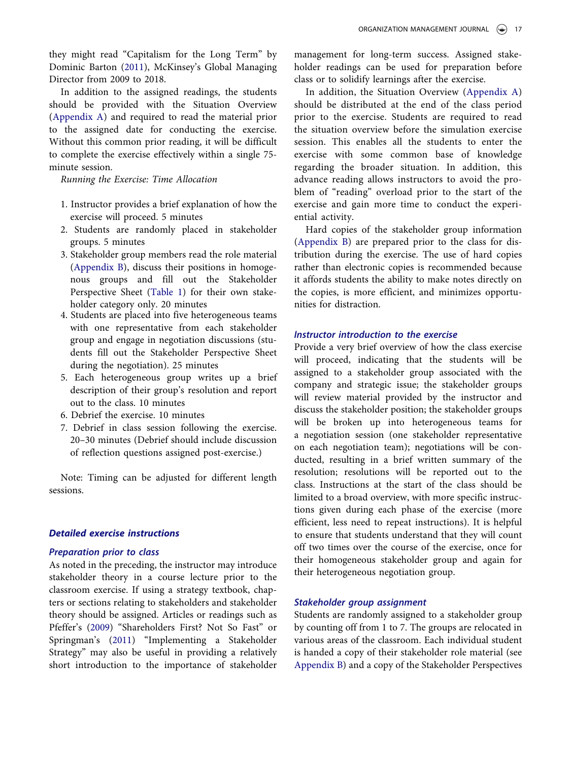they might read "Capitalism for the Long Term" by Dominic Barton (2011), McKinsey's Global Managing Director from 2009 to 2018.

In addition to the assigned readings, the students should be provided with the Situation Overview (Appendix A) and required to read the material prior to the assigned date for conducting the exercise. Without this common prior reading, it will be difficult to complete the exercise effectively within a single 75-minute session.

*Running the Exercise: Time Allocation*

1. Instructor provides a brief explanation of how the exercise will proceed. 5 minutes
2. Students are randomly placed in stakeholder groups. 5 minutes
3. Stakeholder group members read the role material (Appendix B), discuss their positions in homogenous groups and fill out the Stakeholder Perspective Sheet (Table 1) for their own stakeholder category only. 20 minutes
4. Students are placed into five heterogeneous teams with one representative from each stakeholder group and engage in negotiation discussions (students fill out the Stakeholder Perspective Sheet during the negotiation). 25 minutes
5. Each heterogeneous group writes up a brief description of their group's resolution and report out to the class. 10 minutes
6. Debrief the exercise. 10 minutes
7. Debrief in class session following the exercise. 20–30 minutes (Debrief should include discussion of reflection questions assigned post-exercise.)

Note: Timing can be adjusted for different length sessions.

## Detailed exercise instructions

### Preparation prior to class

As noted in the preceding, the instructor may introduce stakeholder theory in a course lecture prior to the classroom exercise. If using a strategy textbook, chapters or sections relating to stakeholders and stakeholder theory should be assigned. Articles or readings such as Pfeffer's (2009) "Shareholders First? Not So Fast" or Springman's (2011) "Implementing a Stakeholder Strategy" may also be useful in providing a relatively short introduction to the importance of stakeholder management for long-term success. Assigned stakeholder readings can be used for preparation before class or to solidify learnings after the exercise.

In addition, the Situation Overview (Appendix A) should be distributed at the end of the class period prior to the exercise. Students are required to read the situation overview before the simulation exercise session. This enables all the students to enter the exercise with some common base of knowledge regarding the broader situation. In addition, this advance reading allows instructors to avoid the problem of "reading" overload prior to the start of the exercise and gain more time to conduct the experiential activity.

Hard copies of the stakeholder group information (Appendix B) are prepared prior to the class for distribution during the exercise. The use of hard copies rather than electronic copies is recommended because it affords students the ability to make notes directly on the copies, is more efficient, and minimizes opportunities for distraction.

### Instructor introduction to the exercise

Provide a very brief overview of how the class exercise will proceed, indicating that the students will be assigned to a stakeholder group associated with the company and strategic issue; the stakeholder groups will review material provided by the instructor and discuss the stakeholder position; the stakeholder groups will be broken up into heterogeneous teams for a negotiation session (one stakeholder representative on each negotiation team); negotiations will be conducted, resulting in a brief written summary of the resolution; resolutions will be reported out to the class. Instructions at the start of the class should be limited to a broad overview, with more specific instructions given during each phase of the exercise (more efficient, less need to repeat instructions). It is helpful to ensure that students understand that they will count off two times over the course of the exercise, once for their homogeneous stakeholder group and again for their heterogeneous negotiation group.

### Stakeholder group assignment

Students are randomly assigned to a stakeholder group by counting off from 1 to 7. The groups are relocated in various areas of the classroom. Each individual student is handed a copy of their stakeholder role material (see Appendix B) and a copy of the Stakeholder Perspectives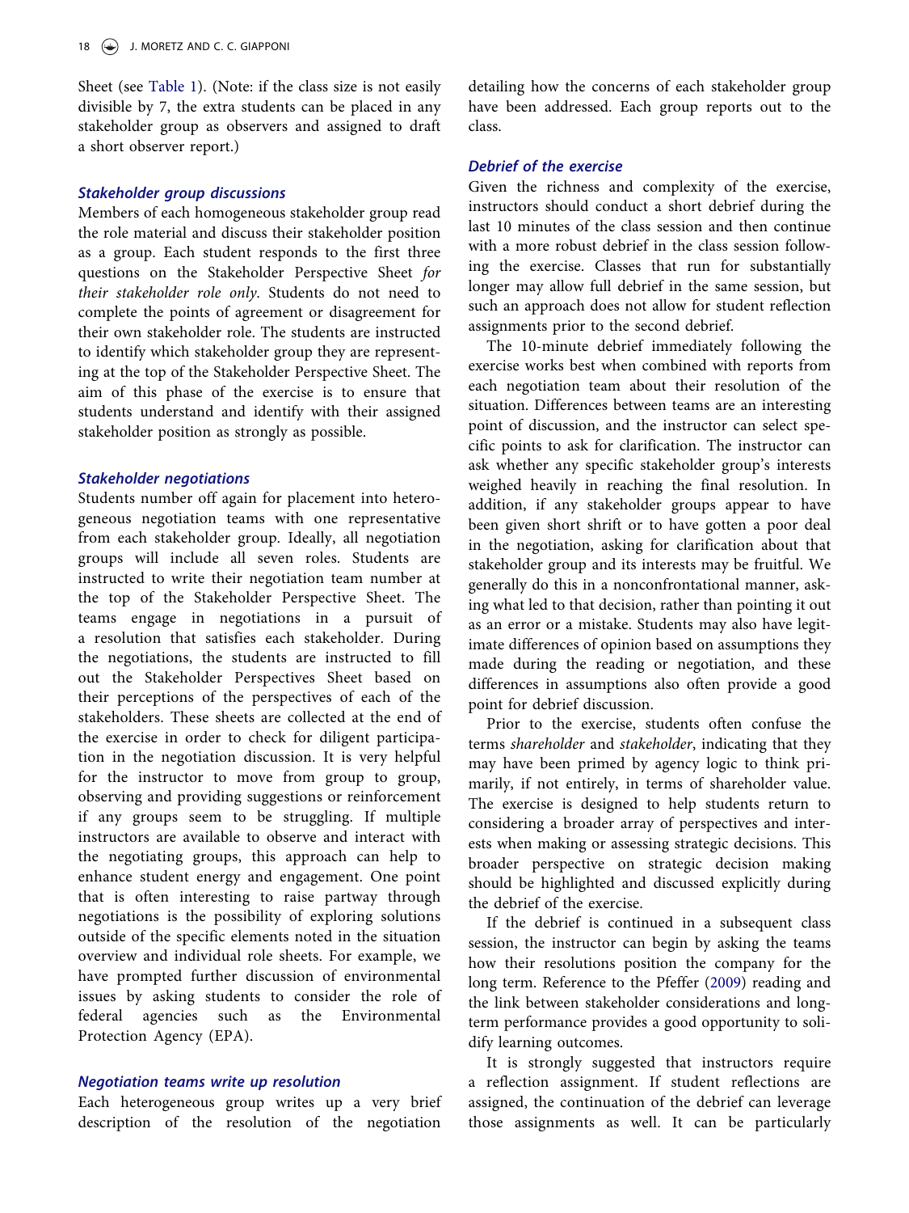Sheet (see Table 1). (Note: if the class size is not easily divisible by 7, the extra students can be placed in any stakeholder group as observers and assigned to draft a short observer report.)

### *Stakeholder group discussions*

Members of each homogeneous stakeholder group read the role material and discuss their stakeholder position as a group. Each student responds to the first three questions on the Stakeholder Perspective Sheet *for their stakeholder role only*. Students do not need to complete the points of agreement or disagreement for their own stakeholder role. The students are instructed to identify which stakeholder group they are representing at the top of the Stakeholder Perspective Sheet. The aim of this phase of the exercise is to ensure that students understand and identify with their assigned stakeholder position as strongly as possible.

### *Stakeholder negotiations*

Students number off again for placement into heterogeneous negotiation teams with one representative from each stakeholder group. Ideally, all negotiation groups will include all seven roles. Students are instructed to write their negotiation team number at the top of the Stakeholder Perspective Sheet. The teams engage in negotiations in a pursuit of a resolution that satisfies each stakeholder. During the negotiations, the students are instructed to fill out the Stakeholder Perspectives Sheet based on their perceptions of the perspectives of each of the stakeholders. These sheets are collected at the end of the exercise in order to check for diligent participation in the negotiation discussion. It is very helpful for the instructor to move from group to group, observing and providing suggestions or reinforcement if any groups seem to be struggling. If multiple instructors are available to observe and interact with the negotiating groups, this approach can help to enhance student energy and engagement. One point that is often interesting to raise partway through negotiations is the possibility of exploring solutions outside of the specific elements noted in the situation overview and individual role sheets. For example, we have prompted further discussion of environmental issues by asking students to consider the role of federal agencies such as the Environmental Protection Agency (EPA).

### *Negotiation teams write up resolution*

Each heterogeneous group writes up a very brief description of the resolution of the negotiation detailing how the concerns of each stakeholder group have been addressed. Each group reports out to the class.

### *Debrief of the exercise*

Given the richness and complexity of the exercise, instructors should conduct a short debrief during the last 10 minutes of the class session and then continue with a more robust debrief in the class session following the exercise. Classes that run for substantially longer may allow full debrief in the same session, but such an approach does not allow for student reflection assignments prior to the second debrief.

The 10-minute debrief immediately following the exercise works best when combined with reports from each negotiation team about their resolution of the situation. Differences between teams are an interesting point of discussion, and the instructor can select specific points to ask for clarification. The instructor can ask whether any specific stakeholder group's interests weighed heavily in reaching the final resolution. In addition, if any stakeholder groups appear to have been given short shrift or to have gotten a poor deal in the negotiation, asking for clarification about that stakeholder group and its interests may be fruitful. We generally do this in a nonconfrontational manner, asking what led to that decision, rather than pointing it out as an error or a mistake. Students may also have legitimate differences of opinion based on assumptions they made during the reading or negotiation, and these differences in assumptions also often provide a good point for debrief discussion.

Prior to the exercise, students often confuse the terms *shareholder* and *stakeholder*, indicating that they may have been primed by agency logic to think primarily, if not entirely, in terms of shareholder value. The exercise is designed to help students return to considering a broader array of perspectives and interests when making or assessing strategic decisions. This broader perspective on strategic decision making should be highlighted and discussed explicitly during the debrief of the exercise.

If the debrief is continued in a subsequent class session, the instructor can begin by asking the teams how their resolutions position the company for the long term. Reference to the Pfeffer (2009) reading and the link between stakeholder considerations and long-term performance provides a good opportunity to solidify learning outcomes.

It is strongly suggested that instructors require a reflection assignment. If student reflections are assigned, the continuation of the debrief can leverage those assignments as well. It can be particularly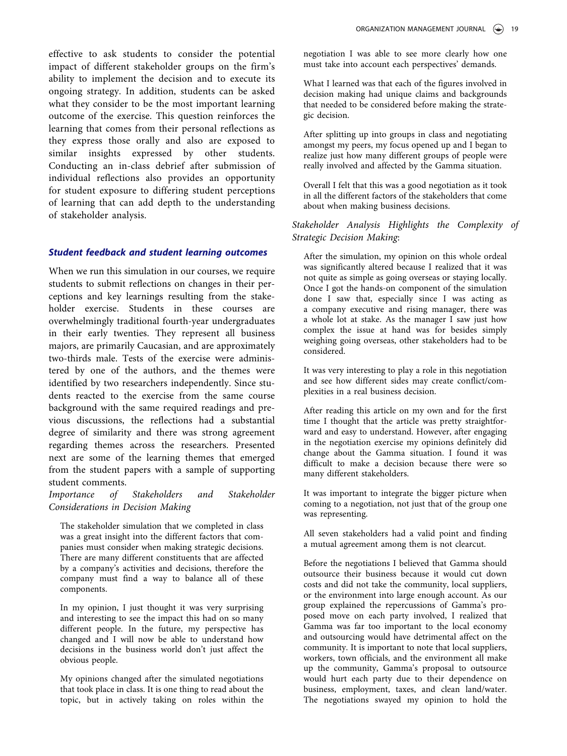effective to ask students to consider the potential impact of different stakeholder groups on the firm's ability to implement the decision and to execute its ongoing strategy. In addition, students can be asked what they consider to be the most important learning outcome of the exercise. This question reinforces the learning that comes from their personal reflections as they express those orally and also are exposed to similar insights expressed by other students. Conducting an in-class debrief after submission of individual reflections also provides an opportunity for student exposure to differing student perceptions of learning that can add depth to the understanding of stakeholder analysis.

### Student feedback and student learning outcomes

When we run this simulation in our courses, we require students to submit reflections on changes in their perceptions and key learnings resulting from the stakeholder exercise. Students in these courses are overwhelmingly traditional fourth-year undergraduates in their early twenties. They represent all business majors, are primarily Caucasian, and are approximately two-thirds male. Tests of the exercise were administered by one of the authors, and the themes were identified by two researchers independently. Since students reacted to the exercise from the same course background with the same required readings and previous discussions, the reflections had a substantial degree of similarity and there was strong agreement regarding themes across the researchers. Presented next are some of the learning themes that emerged from the student papers with a sample of supporting student comments.

*Importance of Stakeholders and Stakeholder Considerations in Decision Making*

> The stakeholder simulation that we completed in class was a great insight into the different factors that companies must consider when making strategic decisions. There are many different constituents that are affected by a company's activities and decisions, therefore the company must find a way to balance all of these components.

> In my opinion, I just thought it was very surprising and interesting to see the impact this had on so many different people. In the future, my perspective has changed and I will now be able to understand how decisions in the business world don't just affect the obvious people.

> My opinions changed after the simulated negotiations that took place in class. It is one thing to read about the topic, but in actively taking on roles within the negotiation I was able to see more clearly how one must take into account each perspectives' demands.

> What I learned was that each of the figures involved in decision making had unique claims and backgrounds that needed to be considered before making the strategic decision.

> After splitting up into groups in class and negotiating amongst my peers, my focus opened up and I began to realize just how many different groups of people were really involved and affected by the Gamma situation.

> Overall I felt that this was a good negotiation as it took in all the different factors of the stakeholders that come about when making business decisions.

*Stakeholder Analysis Highlights the Complexity of Strategic Decision Making*:

> After the simulation, my opinion on this whole ordeal was significantly altered because I realized that it was not quite as simple as going overseas or staying locally. Once I got the hands-on component of the simulation done I saw that, especially since I was acting as a company executive and rising manager, there was a whole lot at stake. As the manager I saw just how complex the issue at hand was for besides simply weighing going overseas, other stakeholders had to be considered.

> It was very interesting to play a role in this negotiation and see how different sides may create conflict/complexities in a real business decision.

> After reading this article on my own and for the first time I thought that the article was pretty straightforward and easy to understand. However, after engaging in the negotiation exercise my opinions definitely did change about the Gamma situation. I found it was difficult to make a decision because there were so many different stakeholders.

> It was important to integrate the bigger picture when coming to a negotiation, not just that of the group one was representing.

> All seven stakeholders had a valid point and finding a mutual agreement among them is not clearcut.

> Before the negotiations I believed that Gamma should outsource their business because it would cut down costs and did not take the community, local suppliers, or the environment into large enough account. As our group explained the repercussions of Gamma's proposed move on each party involved, I realized that Gamma was far too important to the local economy and outsourcing would have detrimental affect on the community. It is important to note that local suppliers, workers, town officials, and the environment all make up the community, Gamma's proposal to outsource would hurt each party due to their dependence on business, employment, taxes, and clean land/water. The negotiations swayed my opinion to hold the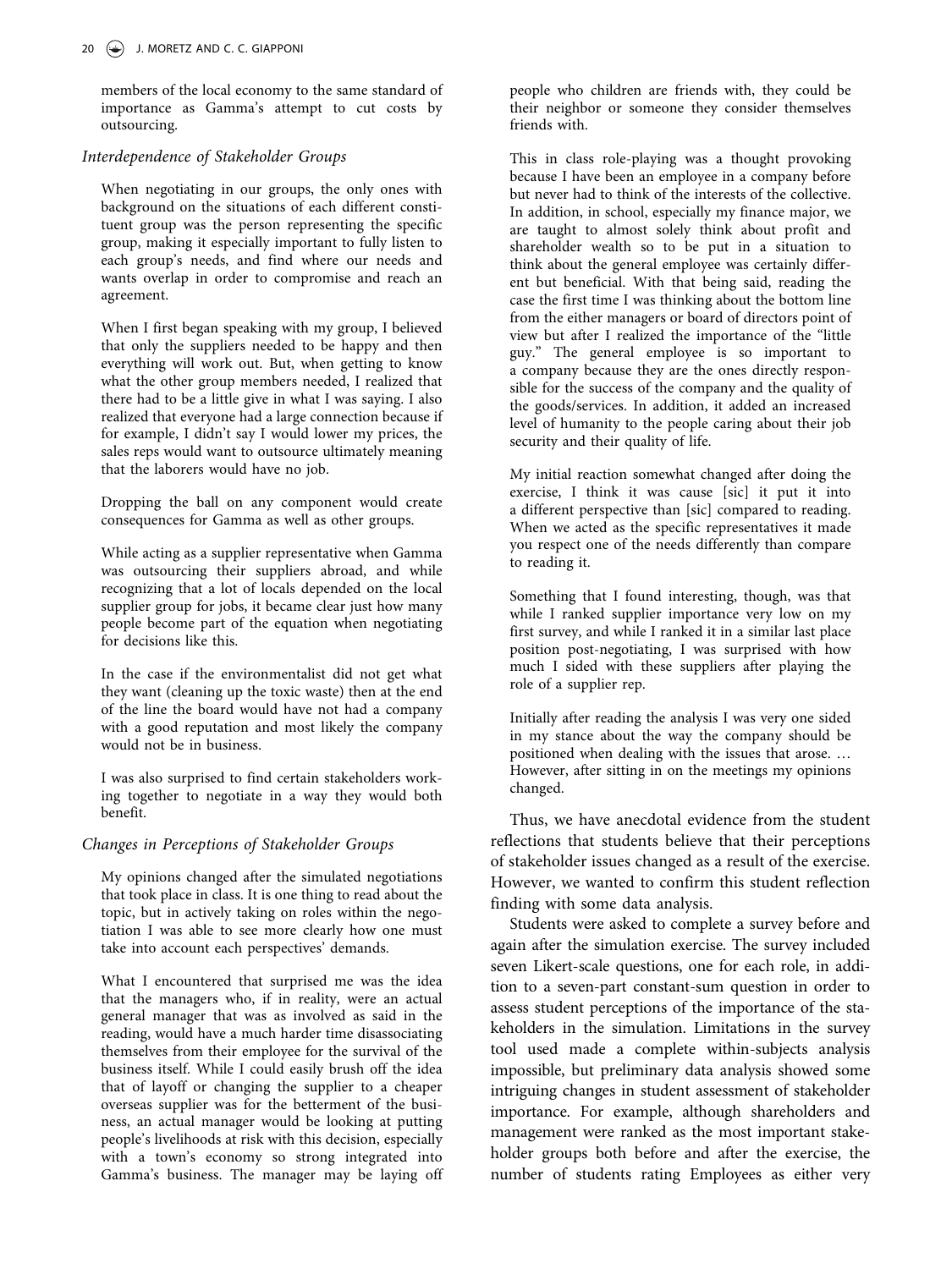members of the local economy to the same standard of importance as Gamma's attempt to cut costs by outsourcing.

### *Interdependence of Stakeholder Groups*

> When negotiating in our groups, the only ones with background on the situations of each different constituent group was the person representing the specific group, making it especially important to fully listen to each group's needs, and find where our needs and wants overlap in order to compromise and reach an agreement.

> When I first began speaking with my group, I believed that only the suppliers needed to be happy and then everything will work out. But, when getting to know what the other group members needed, I realized that there had to be a little give in what I was saying. I also realized that everyone had a large connection because if for example, I didn't say I would lower my prices, the sales reps would want to outsource ultimately meaning that the laborers would have no job.

> Dropping the ball on any component would create consequences for Gamma as well as other groups.

> While acting as a supplier representative when Gamma was outsourcing their suppliers abroad, and while recognizing that a lot of locals depended on the local supplier group for jobs, it became clear just how many people become part of the equation when negotiating for decisions like this.

> In the case if the environmentalist did not get what they want (cleaning up the toxic waste) then at the end of the line the board would have not had a company with a good reputation and most likely the company would not be in business.

> I was also surprised to find certain stakeholders working together to negotiate in a way they would both benefit.

### *Changes in Perceptions of Stakeholder Groups*

> My opinions changed after the simulated negotiations that took place in class. It is one thing to read about the topic, but in actively taking on roles within the negotiation I was able to see more clearly how one must take into account each perspectives' demands.

> What I encountered that surprised me was the idea that the managers who, if in reality, were an actual general manager that was as involved as said in the reading, would have a much harder time disassociating themselves from their employee for the survival of the business itself. While I could easily brush off the idea that of layoff or changing the supplier to a cheaper overseas supplier was for the betterment of the business, an actual manager would be looking at putting people's livelihoods at risk with this decision, especially with a town's economy so strong integrated into Gamma's business. The manager may be laying off people who children are friends with, they could be their neighbor or someone they consider themselves friends with.

> This in class role-playing was a thought provoking because I have been an employee in a company before but never had to think of the interests of the collective. In addition, in school, especially my finance major, we are taught to almost solely think about profit and shareholder wealth so to be put in a situation to think about the general employee was certainly different but beneficial. With that being said, reading the case the first time I was thinking about the bottom line from the either managers or board of directors point of view but after I realized the importance of the "little guy." The general employee is so important to a company because they are the ones directly responsible for the success of the company and the quality of the goods/services. In addition, it added an increased level of humanity to the people caring about their job security and their quality of life.

> My initial reaction somewhat changed after doing the exercise, I think it was cause [sic] it put it into a different perspective than [sic] compared to reading. When we acted as the specific representatives it made you respect one of the needs differently than compare to reading it.

> Something that I found interesting, though, was that while I ranked supplier importance very low on my first survey, and while I ranked it in a similar last place position post-negotiating, I was surprised with how much I sided with these suppliers after playing the role of a supplier rep.

> Initially after reading the analysis I was very one sided in my stance about the way the company should be positioned when dealing with the issues that arose. … However, after sitting in on the meetings my opinions changed.

Thus, we have anecdotal evidence from the student reflections that students believe that their perceptions of stakeholder issues changed as a result of the exercise. However, we wanted to confirm this student reflection finding with some data analysis.

Students were asked to complete a survey before and again after the simulation exercise. The survey included seven Likert-scale questions, one for each role, in addition to a seven-part constant-sum question in order to assess student perceptions of the importance of the stakeholders in the simulation. Limitations in the survey tool used made a complete within-subjects analysis impossible, but preliminary data analysis showed some intriguing changes in student assessment of stakeholder importance. For example, although shareholders and management were ranked as the most important stakeholder groups both before and after the exercise, the number of students rating Employees as either very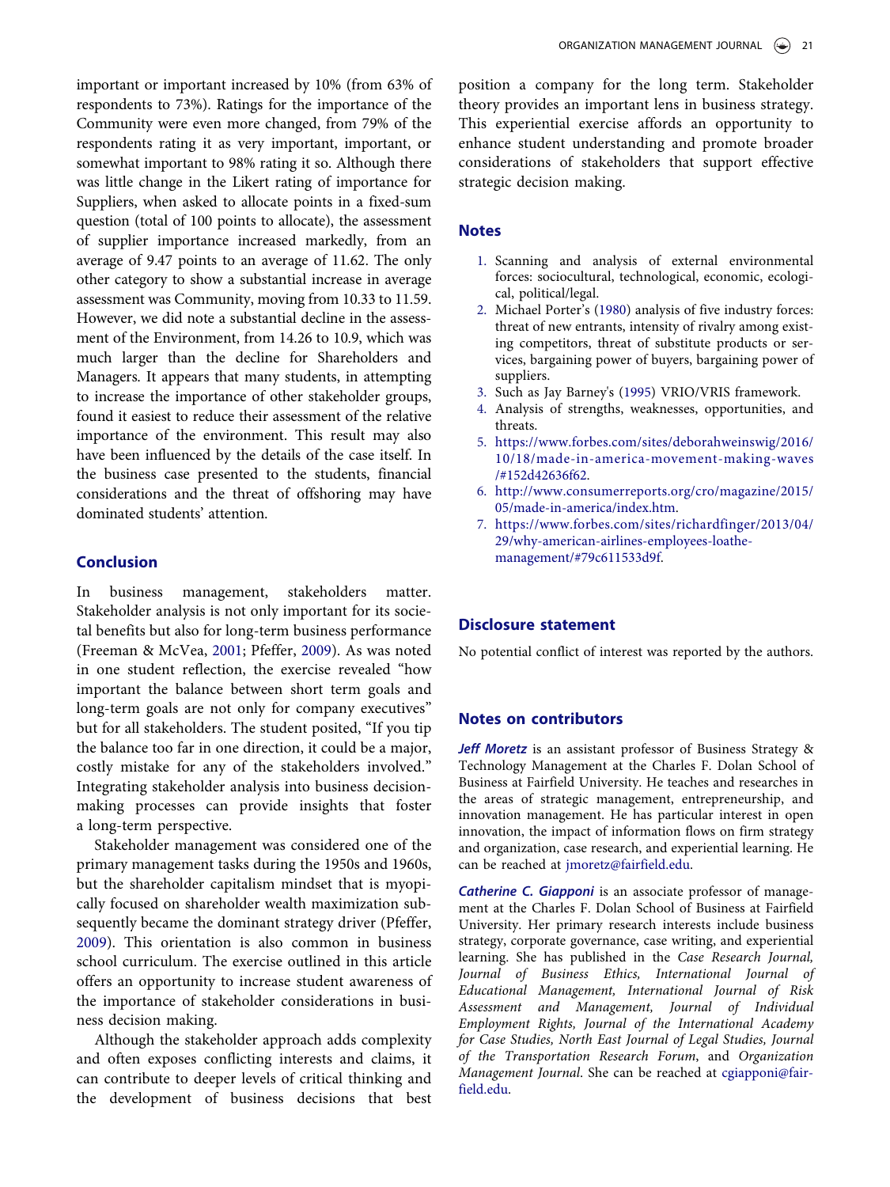important or important increased by 10% (from 63% of respondents to 73%). Ratings for the importance of the Community were even more changed, from 79% of the respondents rating it as very important, important, or somewhat important to 98% rating it so. Although there was little change in the Likert rating of importance for Suppliers, when asked to allocate points in a fixed-sum question (total of 100 points to allocate), the assessment of supplier importance increased markedly, from an average of 9.47 points to an average of 11.62. The only other category to show a substantial increase in average assessment was Community, moving from 10.33 to 11.59. However, we did note a substantial decline in the assessment of the Environment, from 14.26 to 10.9, which was much larger than the decline for Shareholders and Managers. It appears that many students, in attempting to increase the importance of other stakeholder groups, found it easiest to reduce their assessment of the relative importance of the environment. This result may also have been influenced by the details of the case itself. In the business case presented to the students, financial considerations and the threat of offshoring may have dominated students' attention.

## Conclusion

In business management, stakeholders matter. Stakeholder analysis is not only important for its societal benefits but also for long-term business performance (Freeman & McVea, 2001; Pfeffer, 2009). As was noted in one student reflection, the exercise revealed "how important the balance between short term goals and long-term goals are not only for company executives" but for all stakeholders. The student posited, "If you tip the balance too far in one direction, it could be a major, costly mistake for any of the stakeholders involved." Integrating stakeholder analysis into business decision-making processes can provide insights that foster a long-term perspective.

Stakeholder management was considered one of the primary management tasks during the 1950s and 1960s, but the shareholder capitalism mindset that is myopically focused on shareholder wealth maximization subsequently became the dominant strategy driver (Pfeffer, 2009). This orientation is also common in business school curriculum. The exercise outlined in this article offers an opportunity to increase student awareness of the importance of stakeholder considerations in business decision making.

Although the stakeholder approach adds complexity and often exposes conflicting interests and claims, it can contribute to deeper levels of critical thinking and the development of business decisions that best position a company for the long term. Stakeholder theory provides an important lens in business strategy. This experiential exercise affords an opportunity to enhance student understanding and promote broader considerations of stakeholders that support effective strategic decision making.

## Notes

1. Scanning and analysis of external environmental forces: sociocultural, technological, economic, ecological, political/legal.
2. Michael Porter's (1980) analysis of five industry forces: threat of new entrants, intensity of rivalry among existing competitors, threat of substitute products or services, bargaining power of buyers, bargaining power of suppliers.
3. Such as Jay Barney's (1995) VRIO/VRIS framework.
4. Analysis of strengths, weaknesses, opportunities, and threats.
5. https://www.forbes.com/sites/deborahweinswig/2016/10/18/made-in-america-movement-making-waves/#152d42636f62.
6. http://www.consumerreports.org/cro/magazine/2015/05/made-in-america/index.htm.
7. https://www.forbes.com/sites/richardfinger/2013/04/29/why-american-airlines-employees-loathe-management/#79c611533d9f.

## Disclosure statement

No potential conflict of interest was reported by the authors.

## Notes on contributors

***Jeff Moretz*** is an assistant professor of Business Strategy & Technology Management at the Charles F. Dolan School of Business at Fairfield University. He teaches and researches in the areas of strategic management, entrepreneurship, and innovation management. He has particular interest in open innovation, the impact of information flows on firm strategy and organization, case research, and experiential learning. He can be reached at jmoretz@fairfield.edu.

***Catherine C. Giapponi*** is an associate professor of management at the Charles F. Dolan School of Business at Fairfield University. Her primary research interests include business strategy, corporate governance, case writing, and experiential learning. She has published in the *Case Research Journal, Journal of Business Ethics, International Journal of Educational Management, International Journal of Risk Assessment and Management, Journal of Individual Employment Rights, Journal of the International Academy for Case Studies, North East Journal of Legal Studies, Journal of the Transportation Research Forum*, and *Organization Management Journal*. She can be reached at cgiapponi@fairfield.edu.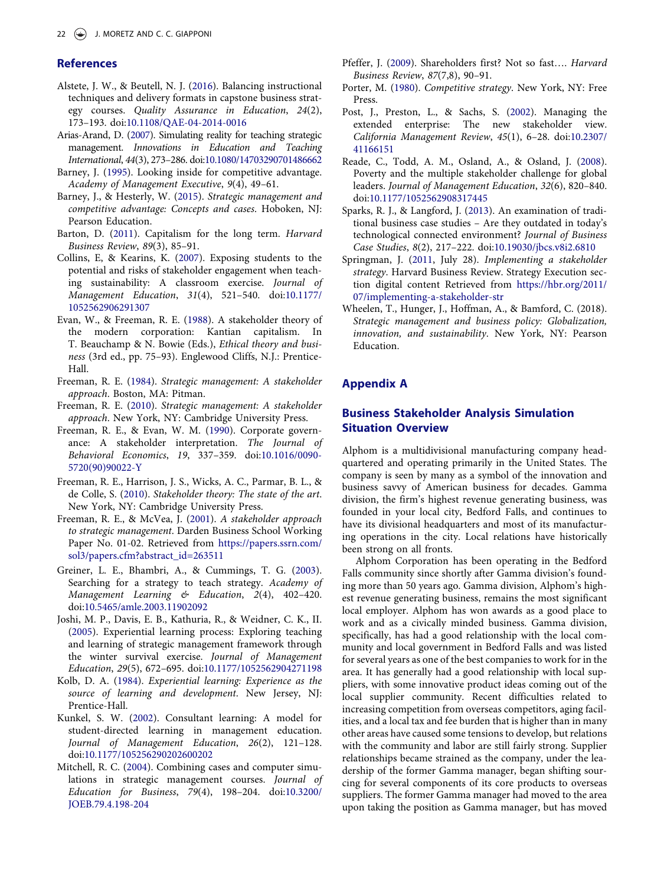## References

Alstete, J. W., & Beutell, N. J. (2016). Balancing instructional techniques and delivery formats in capstone business strategy courses. *Quality Assurance in Education*, *24*(2), 173–193. doi:10.1108/QAE-04-2014-0016

Arias-Arand, D. (2007). Simulating reality for teaching strategic management. *Innovations in Education and Teaching International*, *44*(3), 273–286. doi:10.1080/14703290701486662

Barney, J. (1995). Looking inside for competitive advantage. *Academy of Management Executive*, *9*(4), 49–61.

Barney, J., & Hesterly, W. (2015). *Strategic management and competitive advantage: Concepts and cases*. Hoboken, NJ: Pearson Education.

Barton, D. (2011). Capitalism for the long term. *Harvard Business Review*, *89*(3), 85–91.

Collins, E, & Kearins, K. (2007). Exposing students to the potential and risks of stakeholder engagement when teaching sustainability: A classroom exercise. *Journal of Management Education*, *31*(4), 521–540. doi:10.1177/1052562906291307

Evan, W., & Freeman, R. E. (1988). A stakeholder theory of the modern corporation: Kantian capitalism. In T. Beauchamp & N. Bowie (Eds.), *Ethical theory and business* (3rd ed., pp. 75–93). Englewood Cliffs, N.J.: Prentice-Hall.

Freeman, R. E. (1984). *Strategic management: A stakeholder approach*. Boston, MA: Pitman.

Freeman, R. E. (2010). *Strategic management: A stakeholder approach*. New York, NY: Cambridge University Press.

Freeman, R. E., & Evan, W. M. (1990). Corporate governance: A stakeholder interpretation. *The Journal of Behavioral Economics*, *19*, 337–359. doi:10.1016/0090-5720(90)90022-Y

Freeman, R. E., Harrison, J. S., Wicks, A. C., Parmar, B. L., & de Colle, S. (2010). *Stakeholder theory: The state of the art*. New York, NY: Cambridge University Press.

Freeman, R. E., & McVea, J. (2001). *A stakeholder approach to strategic management*. Darden Business School Working Paper No. 01-02. Retrieved from https://papers.ssrn.com/sol3/papers.cfm?abstract_id=263511

Greiner, L. E., Bhambri, A., & Cummings, T. G. (2003). Searching for a strategy to teach strategy. *Academy of Management Learning & Education*, *2*(4), 402–420. doi:10.5465/amle.2003.11902092

Joshi, M. P., Davis, E. B., Kathuria, R., & Weidner, C. K., II. (2005). Experiential learning process: Exploring teaching and learning of strategic management framework through the winter survival exercise. *Journal of Management Education*, *29*(5), 672–695. doi:10.1177/1052562904271198

Kolb, D. A. (1984). *Experiential learning: Experience as the source of learning and development*. New Jersey, NJ: Prentice-Hall.

Kunkel, S. W. (2002). Consultant learning: A model for student-directed learning in management education. *Journal of Management Education*, *26*(2), 121–128. doi:10.1177/105256290202600202

Mitchell, R. C. (2004). Combining cases and computer simulations in strategic management courses. *Journal of Education for Business*, *79*(4), 198–204. doi:10.3200/JOEB.79.4.198-204

Pfeffer, J. (2009). Shareholders first? Not so fast…. *Harvard Business Review*, *87*(7,8), 90–91.

Porter, M. (1980). *Competitive strategy*. New York, NY: Free Press.

Post, J., Preston, L., & Sachs, S. (2002). Managing the extended enterprise: The new stakeholder view. *California Management Review*, *45*(1), 6–28. doi:10.2307/41166151

Reade, C., Todd, A. M., Osland, A., & Osland, J. (2008). Poverty and the multiple stakeholder challenge for global leaders. *Journal of Management Education*, *32*(6), 820–840. doi:10.1177/1052562908317445

Sparks, R. J., & Langford, J. (2013). An examination of traditional business case studies – Are they outdated in today's technological connected environment? *Journal of Business Case Studies*, *8*(2), 217–222. doi:10.19030/jbcs.v8i2.6810

Springman, J. (2011, July 28). *Implementing a stakeholder strategy*. Harvard Business Review. Strategy Execution section digital content Retrieved from https://hbr.org/2011/07/implementing-a-stakeholder-str

Wheelen, T., Hunger, J., Hoffman, A., & Bamford, C. (2018). *Strategic management and business policy: Globalization, innovation, and sustainability*. New York, NY: Pearson Education.

## Appendix A

### Business Stakeholder Analysis Simulation Situation Overview

Alphom is a multidivisional manufacturing company headquartered and operating primarily in the United States. The company is seen by many as a symbol of the innovation and business savvy of American business for decades. Gamma division, the firm's highest revenue generating business, was founded in your local city, Bedford Falls, and continues to have its divisional headquarters and most of its manufacturing operations in the city. Local relations have historically been strong on all fronts.

Alphom Corporation has been operating in the Bedford Falls community since shortly after Gamma division's founding more than 50 years ago. Gamma division, Alphom's highest revenue generating business, remains the most significant local employer. Alphom has won awards as a good place to work and as a civically minded business. Gamma division, specifically, has had a good relationship with the local community and local government in Bedford Falls and was listed for several years as one of the best companies to work for in the area. It has generally had a good relationship with local suppliers, with some innovative product ideas coming out of the local supplier community. Recent difficulties related to increasing competition from overseas competitors, aging facilities, and a local tax and fee burden that is higher than in many other areas have caused some tensions to develop, but relations with the community and labor are still fairly strong. Supplier relationships became strained as the company, under the leadership of the former Gamma manager, began shifting sourcing for several components of its core products to overseas suppliers. The former Gamma manager had moved to the area upon taking the position as Gamma manager, but has moved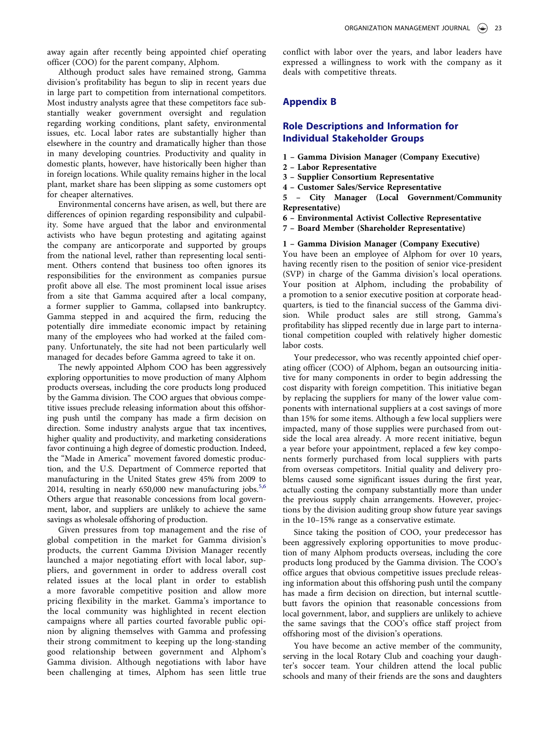away again after recently being appointed chief operating officer (COO) for the parent company, Alphom.

Although product sales have remained strong, Gamma division's profitability has begun to slip in recent years due in large part to competition from international competitors. Most industry analysts agree that these competitors face substantially weaker government oversight and regulation regarding working conditions, plant safety, environmental issues, etc. Local labor rates are substantially higher than elsewhere in the country and dramatically higher than those in many developing countries. Productivity and quality in domestic plants, however, have historically been higher than in foreign locations. While quality remains higher in the local plant, market share has been slipping as some customers opt for cheaper alternatives.

Environmental concerns have arisen, as well, but there are differences of opinion regarding responsibility and culpability. Some have argued that the labor and environmental activists who have begun protesting and agitating against the company are anticorporate and supported by groups from the national level, rather than representing local sentiment. Others contend that business too often ignores its responsibilities for the environment as companies pursue profit above all else. The most prominent local issue arises from a site that Gamma acquired after a local company, a former supplier to Gamma, collapsed into bankruptcy. Gamma stepped in and acquired the firm, reducing the potentially dire immediate economic impact by retaining many of the employees who had worked at the failed company. Unfortunately, the site had not been particularly well managed for decades before Gamma agreed to take it on.

The newly appointed Alphom COO has been aggressively exploring opportunities to move production of many Alphom products overseas, including the core products long produced by the Gamma division. The COO argues that obvious competitive issues preclude releasing information about this offshoring push until the company has made a firm decision on direction. Some industry analysts argue that tax incentives, higher quality and productivity, and marketing considerations favor continuing a high degree of domestic production. Indeed, the "Made in America" movement favored domestic production, and the U.S. Department of Commerce reported that manufacturing in the United States grew 45% from 2009 to 2014, resulting in nearly 650,000 new manufacturing jobs.[5,6] Others argue that reasonable concessions from local government, labor, and suppliers are unlikely to achieve the same savings as wholesale offshoring of production.

Given pressures from top management and the rise of global competition in the market for Gamma division's products, the current Gamma Division Manager recently launched a major negotiating effort with local labor, suppliers, and government in order to address overall cost related issues at the local plant in order to establish a more favorable competitive position and allow more pricing flexibility in the market. Gamma's importance to the local community was highlighted in recent election campaigns where all parties courted favorable public opinion by aligning themselves with Gamma and professing their strong commitment to keeping up the long-standing good relationship between government and Alphom's Gamma division. Although negotiations with labor have been challenging at times, Alphom has seen little true conflict with labor over the years, and labor leaders have expressed a willingness to work with the company as it deals with competitive threats.

## Appendix B

## Role Descriptions and Information for Individual Stakeholder Groups

**1 – Gamma Division Manager (Company Executive)**
**2 – Labor Representative**
**3 – Supplier Consortium Representative**
**4 – Customer Sales/Service Representative**
**5 – City Manager (Local Government/Community Representative)**
**6 – Environmental Activist Collective Representative**
**7 – Board Member (Shareholder Representative)**

**1 – Gamma Division Manager (Company Executive)**

You have been an employee of Alphom for over 10 years, having recently risen to the position of senior vice-president (SVP) in charge of the Gamma division's local operations. Your position at Alphom, including the probability of a promotion to a senior executive position at corporate headquarters, is tied to the financial success of the Gamma division. While product sales are still strong, Gamma's profitability has slipped recently due in large part to international competition coupled with relatively higher domestic labor costs.

Your predecessor, who was recently appointed chief operating officer (COO) of Alphom, began an outsourcing initiative for many components in order to begin addressing the cost disparity with foreign competition. This initiative began by replacing the suppliers for many of the lower value components with international suppliers at a cost savings of more than 15% for some items. Although a few local suppliers were impacted, many of those supplies were purchased from outside the local area already. A more recent initiative, begun a year before your appointment, replaced a few key components formerly purchased from local suppliers with parts from overseas competitors. Initial quality and delivery problems caused some significant issues during the first year, actually costing the company substantially more than under the previous supply chain arrangements. However, projections by the division auditing group show future year savings in the 10–15% range as a conservative estimate.

Since taking the position of COO, your predecessor has been aggressively exploring opportunities to move production of many Alphom products overseas, including the core products long produced by the Gamma division. The COO's office argues that obvious competitive issues preclude releasing information about this offshoring push until the company has made a firm decision on direction, but internal scuttlebutt favors the opinion that reasonable concessions from local government, labor, and suppliers are unlikely to achieve the same savings that the COO's office staff project from offshoring most of the division's operations.

You have become an active member of the community, serving in the local Rotary Club and coaching your daughter's soccer team. Your children attend the local public schools and many of their friends are the sons and daughters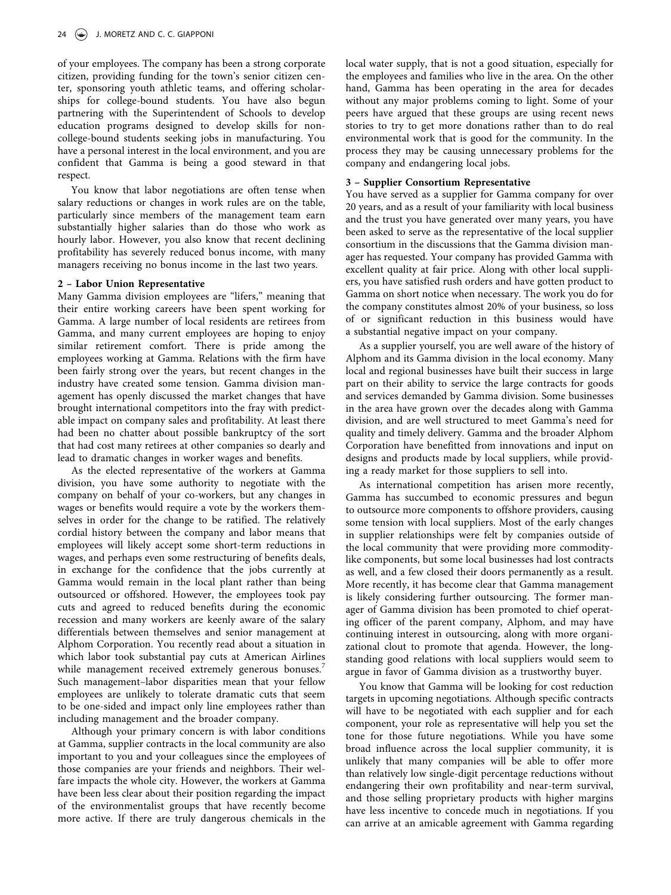of your employees. The company has been a strong corporate citizen, providing funding for the town's senior citizen center, sponsoring youth athletic teams, and offering scholarships for college-bound students. You have also begun partnering with the Superintendent of Schools to develop education programs designed to develop skills for non-college-bound students seeking jobs in manufacturing. You have a personal interest in the local environment, and you are confident that Gamma is being a good steward in that respect.

You know that labor negotiations are often tense when salary reductions or changes in work rules are on the table, particularly since members of the management team earn substantially higher salaries than do those who work as hourly labor. However, you also know that recent declining profitability has severely reduced bonus income, with many managers receiving no bonus income in the last two years.

**2 – Labor Union Representative**

Many Gamma division employees are "lifers," meaning that their entire working careers have been spent working for Gamma. A large number of local residents are retirees from Gamma, and many current employees are hoping to enjoy similar retirement comfort. There is pride among the employees working at Gamma. Relations with the firm have been fairly strong over the years, but recent changes in the industry have created some tension. Gamma division management has openly discussed the market changes that have brought international competitors into the fray with predictable impact on company sales and profitability. At least there had been no chatter about possible bankruptcy of the sort that had cost many retirees at other companies so dearly and lead to dramatic changes in worker wages and benefits.

As the elected representative of the workers at Gamma division, you have some authority to negotiate with the company on behalf of your co-workers, but any changes in wages or benefits would require a vote by the workers themselves in order for the change to be ratified. The relatively cordial history between the company and labor means that employees will likely accept some short-term reductions in wages, and perhaps even some restructuring of benefits deals, in exchange for the confidence that the jobs currently at Gamma would remain in the local plant rather than being outsourced or offshored. However, the employees took pay cuts and agreed to reduced benefits during the economic recession and many workers are keenly aware of the salary differentials between themselves and senior management at Alphom Corporation. You recently read about a situation in which labor took substantial pay cuts at American Airlines while management received extremely generous bonuses.[7] Such management–labor disparities mean that your fellow employees are unlikely to tolerate dramatic cuts that seem to be one-sided and impact only line employees rather than including management and the broader company.

Although your primary concern is with labor conditions at Gamma, supplier contracts in the local community are also important to you and your colleagues since the employees of those companies are your friends and neighbors. Their welfare impacts the whole city. However, the workers at Gamma have been less clear about their position regarding the impact of the environmentalist groups that have recently become more active. If there are truly dangerous chemicals in the local water supply, that is not a good situation, especially for the employees and families who live in the area. On the other hand, Gamma has been operating in the area for decades without any major problems coming to light. Some of your peers have argued that these groups are using recent news stories to try to get more donations rather than to do real environmental work that is good for the community. In the process they may be causing unnecessary problems for the company and endangering local jobs.

**3 – Supplier Consortium Representative**

You have served as a supplier for Gamma company for over 20 years, and as a result of your familiarity with local business and the trust you have generated over many years, you have been asked to serve as the representative of the local supplier consortium in the discussions that the Gamma division manager has requested. Your company has provided Gamma with excellent quality at fair price. Along with other local suppliers, you have satisfied rush orders and have gotten product to Gamma on short notice when necessary. The work you do for the company constitutes almost 20% of your business, so loss of or significant reduction in this business would have a substantial negative impact on your company.

As a supplier yourself, you are well aware of the history of Alphom and its Gamma division in the local economy. Many local and regional businesses have built their success in large part on their ability to service the large contracts for goods and services demanded by Gamma division. Some businesses in the area have grown over the decades along with Gamma division, and are well structured to meet Gamma's need for quality and timely delivery. Gamma and the broader Alphom Corporation have benefitted from innovations and input on designs and products made by local suppliers, while providing a ready market for those suppliers to sell into.

As international competition has arisen more recently, Gamma has succumbed to economic pressures and begun to outsource more components to offshore providers, causing some tension with local suppliers. Most of the early changes in supplier relationships were felt by companies outside of the local community that were providing more commodity-like components, but some local businesses had lost contracts as well, and a few closed their doors permanently as a result. More recently, it has become clear that Gamma management is likely considering further outsourcing. The former manager of Gamma division has been promoted to chief operating officer of the parent company, Alphom, and may have continuing interest in outsourcing, along with more organizational clout to promote that agenda. However, the long-standing good relations with local suppliers would seem to argue in favor of Gamma division as a trustworthy buyer.

You know that Gamma will be looking for cost reduction targets in upcoming negotiations. Although specific contracts will have to be negotiated with each supplier and for each component, your role as representative will help you set the tone for those future negotiations. While you have some broad influence across the local supplier community, it is unlikely that many companies will be able to offer more than relatively low single-digit percentage reductions without endangering their own profitability and near-term survival, and those selling proprietary products with higher margins have less incentive to concede much in negotiations. If you can arrive at an amicable agreement with Gamma regarding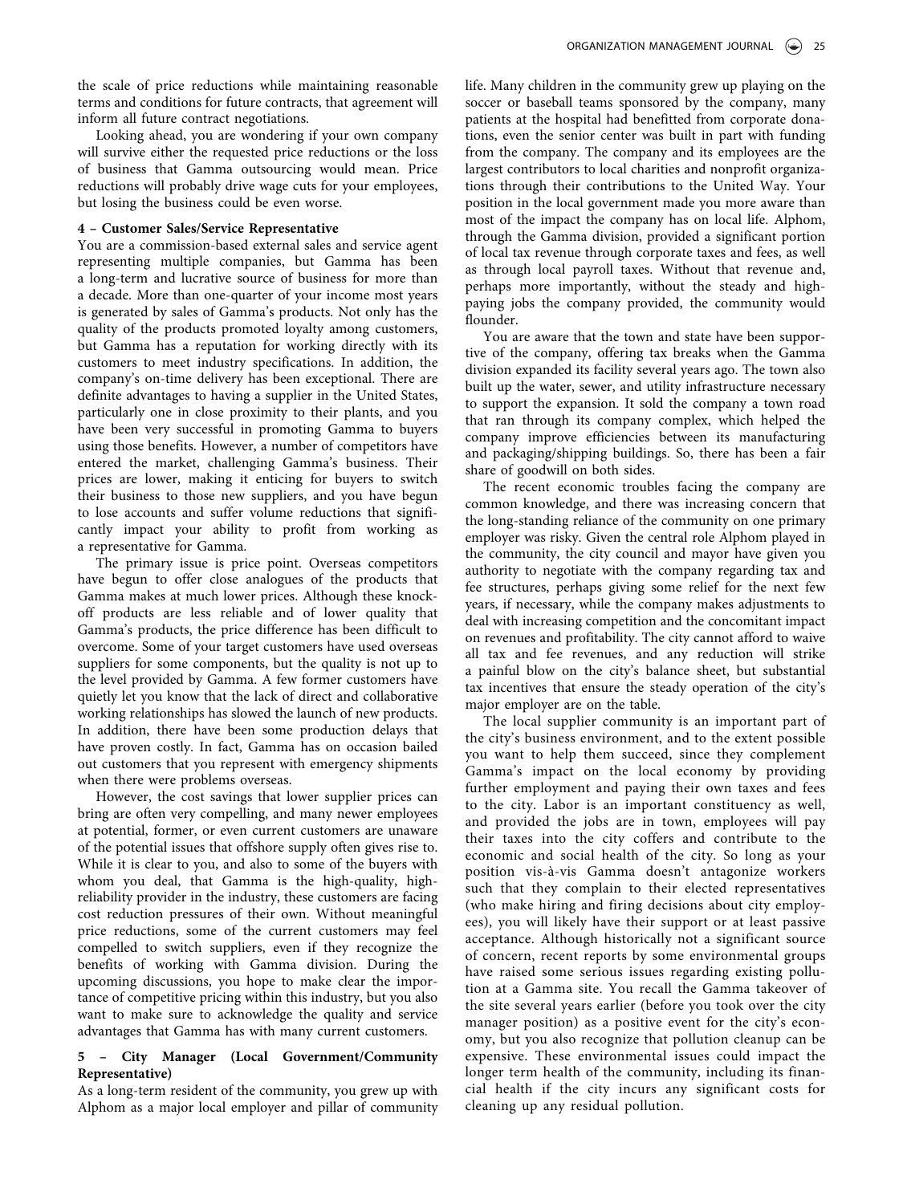the scale of price reductions while maintaining reasonable terms and conditions for future contracts, that agreement will inform all future contract negotiations.

Looking ahead, you are wondering if your own company will survive either the requested price reductions or the loss of business that Gamma outsourcing would mean. Price reductions will probably drive wage cuts for your employees, but losing the business could be even worse.

**4 – Customer Sales/Service Representative**

You are a commission-based external sales and service agent representing multiple companies, but Gamma has been a long-term and lucrative source of business for more than a decade. More than one-quarter of your income most years is generated by sales of Gamma's products. Not only has the quality of the products promoted loyalty among customers, but Gamma has a reputation for working directly with its customers to meet industry specifications. In addition, the company's on-time delivery has been exceptional. There are definite advantages to having a supplier in the United States, particularly one in close proximity to their plants, and you have been very successful in promoting Gamma to buyers using those benefits. However, a number of competitors have entered the market, challenging Gamma's business. Their prices are lower, making it enticing for buyers to switch their business to those new suppliers, and you have begun to lose accounts and suffer volume reductions that significantly impact your ability to profit from working as a representative for Gamma.

The primary issue is price point. Overseas competitors have begun to offer close analogues of the products that Gamma makes at much lower prices. Although these knock-off products are less reliable and of lower quality that Gamma's products, the price difference has been difficult to overcome. Some of your target customers have used overseas suppliers for some components, but the quality is not up to the level provided by Gamma. A few former customers have quietly let you know that the lack of direct and collaborative working relationships has slowed the launch of new products. In addition, there have been some production delays that have proven costly. In fact, Gamma has on occasion bailed out customers that you represent with emergency shipments when there were problems overseas.

However, the cost savings that lower supplier prices can bring are often very compelling, and many newer employees at potential, former, or even current customers are unaware of the potential issues that offshore supply often gives rise to. While it is clear to you, and also to some of the buyers with whom you deal, that Gamma is the high-quality, high-reliability provider in the industry, these customers are facing cost reduction pressures of their own. Without meaningful price reductions, some of the current customers may feel compelled to switch suppliers, even if they recognize the benefits of working with Gamma division. During the upcoming discussions, you hope to make clear the importance of competitive pricing within this industry, but you also want to make sure to acknowledge the quality and service advantages that Gamma has with many current customers.

**5 – City Manager (Local Government/Community Representative)**

As a long-term resident of the community, you grew up with Alphom as a major local employer and pillar of community life. Many children in the community grew up playing on the soccer or baseball teams sponsored by the company, many patients at the hospital had benefitted from corporate donations, even the senior center was built in part with funding from the company. The company and its employees are the largest contributors to local charities and nonprofit organizations through their contributions to the United Way. Your position in the local government made you more aware than most of the impact the company has on local life. Alphom, through the Gamma division, provided a significant portion of local tax revenue through corporate taxes and fees, as well as through local payroll taxes. Without that revenue and, perhaps more importantly, without the steady and high-paying jobs the company provided, the community would flounder.

You are aware that the town and state have been supportive of the company, offering tax breaks when the Gamma division expanded its facility several years ago. The town also built up the water, sewer, and utility infrastructure necessary to support the expansion. It sold the company a town road that ran through its company complex, which helped the company improve efficiencies between its manufacturing and packaging/shipping buildings. So, there has been a fair share of goodwill on both sides.

The recent economic troubles facing the company are common knowledge, and there was increasing concern that the long-standing reliance of the community on one primary employer was risky. Given the central role Alphom played in the community, the city council and mayor have given you authority to negotiate with the company regarding tax and fee structures, perhaps giving some relief for the next few years, if necessary, while the company makes adjustments to deal with increasing competition and the concomitant impact on revenues and profitability. The city cannot afford to waive all tax and fee revenues, and any reduction will strike a painful blow on the city's balance sheet, but substantial tax incentives that ensure the steady operation of the city's major employer are on the table.

The local supplier community is an important part of the city's business environment, and to the extent possible you want to help them succeed, since they complement Gamma's impact on the local economy by providing further employment and paying their own taxes and fees to the city. Labor is an important constituency as well, and provided the jobs are in town, employees will pay their taxes into the city coffers and contribute to the economic and social health of the city. So long as your position vis-à-vis Gamma doesn't antagonize workers such that they complain to their elected representatives (who make hiring and firing decisions about city employees), you will likely have their support or at least passive acceptance. Although historically not a significant source of concern, recent reports by some environmental groups have raised some serious issues regarding existing pollution at a Gamma site. You recall the Gamma takeover of the site several years earlier (before you took over the city manager position) as a positive event for the city's economy, but you also recognize that pollution cleanup can be expensive. These environmental issues could impact the longer term health of the community, including its financial health if the city incurs any significant costs for cleaning up any residual pollution.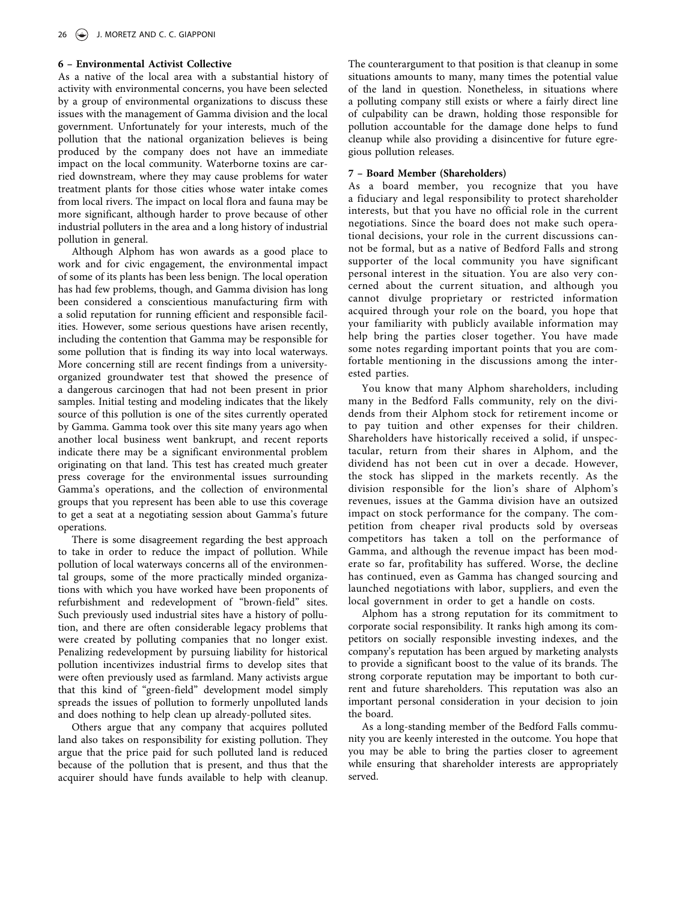### 6 – Environmental Activist Collective

As a native of the local area with a substantial history of activity with environmental concerns, you have been selected by a group of environmental organizations to discuss these issues with the management of Gamma division and the local government. Unfortunately for your interests, much of the pollution that the national organization believes is being produced by the company does not have an immediate impact on the local community. Waterborne toxins are carried downstream, where they may cause problems for water treatment plants for those cities whose water intake comes from local rivers. The impact on local flora and fauna may be more significant, although harder to prove because of other industrial polluters in the area and a long history of industrial pollution in general.

Although Alphom has won awards as a good place to work and for civic engagement, the environmental impact of some of its plants has been less benign. The local operation has had few problems, though, and Gamma division has long been considered a conscientious manufacturing firm with a solid reputation for running efficient and responsible facilities. However, some serious questions have arisen recently, including the contention that Gamma may be responsible for some pollution that is finding its way into local waterways. More concerning still are recent findings from a university-organized groundwater test that showed the presence of a dangerous carcinogen that had not been present in prior samples. Initial testing and modeling indicates that the likely source of this pollution is one of the sites currently operated by Gamma. Gamma took over this site many years ago when another local business went bankrupt, and recent reports indicate there may be a significant environmental problem originating on that land. This test has created much greater press coverage for the environmental issues surrounding Gamma's operations, and the collection of environmental groups that you represent has been able to use this coverage to get a seat at a negotiating session about Gamma's future operations.

There is some disagreement regarding the best approach to take in order to reduce the impact of pollution. While pollution of local waterways concerns all of the environmental groups, some of the more practically minded organizations with which you have worked have been proponents of refurbishment and redevelopment of "brown-field" sites. Such previously used industrial sites have a history of pollution, and there are often considerable legacy problems that were created by polluting companies that no longer exist. Penalizing redevelopment by pursuing liability for historical pollution incentivizes industrial firms to develop sites that were often previously used as farmland. Many activists argue that this kind of "green-field" development model simply spreads the issues of pollution to formerly unpolluted lands and does nothing to help clean up already-polluted sites.

Others argue that any company that acquires polluted land also takes on responsibility for existing pollution. They argue that the price paid for such polluted land is reduced because of the pollution that is present, and thus that the acquirer should have funds available to help with cleanup. The counterargument to that position is that cleanup in some situations amounts to many, many times the potential value of the land in question. Nonetheless, in situations where a polluting company still exists or where a fairly direct line of culpability can be drawn, holding those responsible for pollution accountable for the damage done helps to fund cleanup while also providing a disincentive for future egregious pollution releases.

### 7 – Board Member (Shareholders)

As a board member, you recognize that you have a fiduciary and legal responsibility to protect shareholder interests, but that you have no official role in the current negotiations. Since the board does not make such operational decisions, your role in the current discussions cannot be formal, but as a native of Bedford Falls and strong supporter of the local community you have significant personal interest in the situation. You are also very concerned about the current situation, and although you cannot divulge proprietary or restricted information acquired through your role on the board, you hope that your familiarity with publicly available information may help bring the parties closer together. You have made some notes regarding important points that you are comfortable mentioning in the discussions among the interested parties.

You know that many Alphom shareholders, including many in the Bedford Falls community, rely on the dividends from their Alphom stock for retirement income or to pay tuition and other expenses for their children. Shareholders have historically received a solid, if unspectacular, return from their shares in Alphom, and the dividend has not been cut in over a decade. However, the stock has slipped in the markets recently. As the division responsible for the lion's share of Alphom's revenues, issues at the Gamma division have an outsized impact on stock performance for the company. The competition from cheaper rival products sold by overseas competitors has taken a toll on the performance of Gamma, and although the revenue impact has been moderate so far, profitability has suffered. Worse, the decline has continued, even as Gamma has changed sourcing and launched negotiations with labor, suppliers, and even the local government in order to get a handle on costs.

Alphom has a strong reputation for its commitment to corporate social responsibility. It ranks high among its competitors on socially responsible investing indexes, and the company's reputation has been argued by marketing analysts to provide a significant boost to the value of its brands. The strong corporate reputation may be important to both current and future shareholders. This reputation was also an important personal consideration in your decision to join the board.

As a long-standing member of the Bedford Falls community you are keenly interested in the outcome. You hope that you may be able to bring the parties closer to agreement while ensuring that shareholder interests are appropriately served.